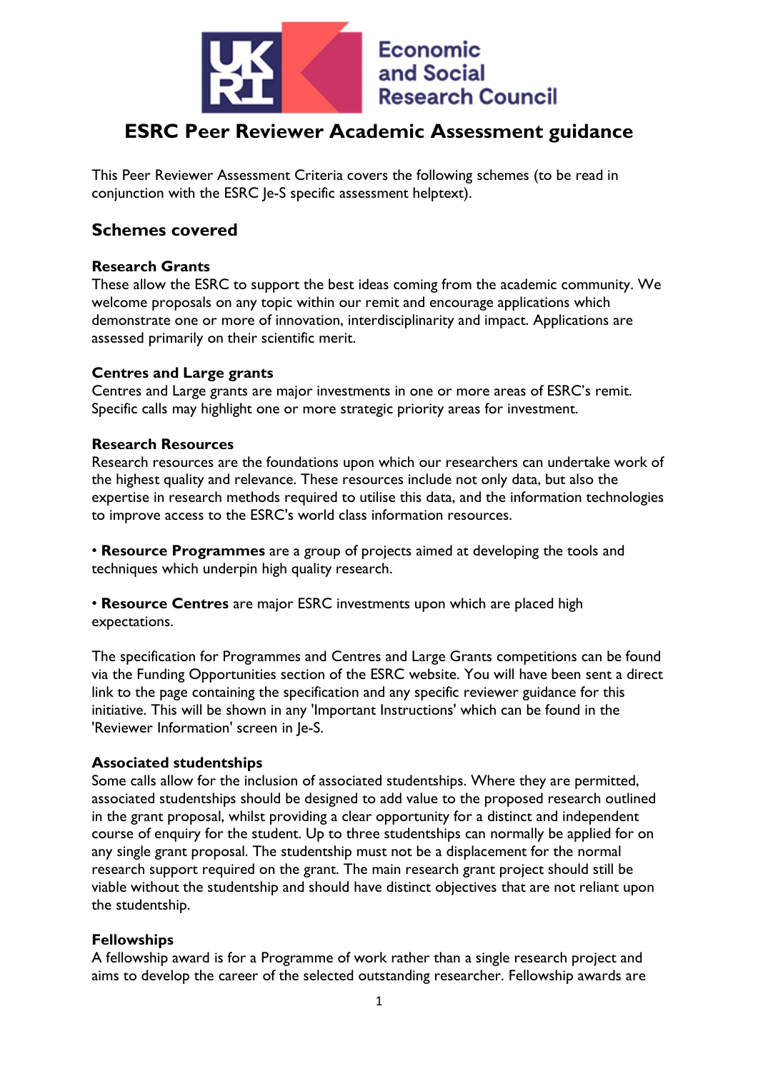# ESRC Peer Reviewer Academic Assessment guidance

This Peer Reviewer Assessment Criteria covers the following schemes (to be read in conjunction with the ESRC Je-S specific assessment helptext).

## Schemes covered

### Research Grants

These allow the ESRC to support the best ideas coming from the academic community. We welcome proposals on any topic within our remit and encourage applications which demonstrate one or more of innovation, interdisciplinarity and impact. Applications are assessed primarily on their scientific merit.

### Centres and Large grants

Centres and Large grants are major investments in one or more areas of ESRC's remit. Specific calls may highlight one or more strategic priority areas for investment.

### Research Resources

Research resources are the foundations upon which our researchers can undertake work of the highest quality and relevance. These resources include not only data, but also the expertise in research methods required to utilise this data, and the information technologies to improve access to the ESRC's world class information resources.

- **Resource Programmes** are a group of projects aimed at developing the tools and techniques which underpin high quality research.

- **Resource Centres** are major ESRC investments upon which are placed high expectations.

The specification for Programmes and Centres and Large Grants competitions can be found via the Funding Opportunities section of the ESRC website. You will have been sent a direct link to the page containing the specification and any specific reviewer guidance for this initiative. This will be shown in any 'Important Instructions' which can be found in the 'Reviewer Information' screen in Je-S.

### Associated studentships

Some calls allow for the inclusion of associated studentships. Where they are permitted, associated studentships should be designed to add value to the proposed research outlined in the grant proposal, whilst providing a clear opportunity for a distinct and independent course of enquiry for the student. Up to three studentships can normally be applied for on any single grant proposal. The studentship must not be a displacement for the normal research support required on the grant. The main research grant project should still be viable without the studentship and should have distinct objectives that are not reliant upon the studentship.

### Fellowships

A fellowship award is for a Programme of work rather than a single research project and aims to develop the career of the selected outstanding researcher. Fellowship awards are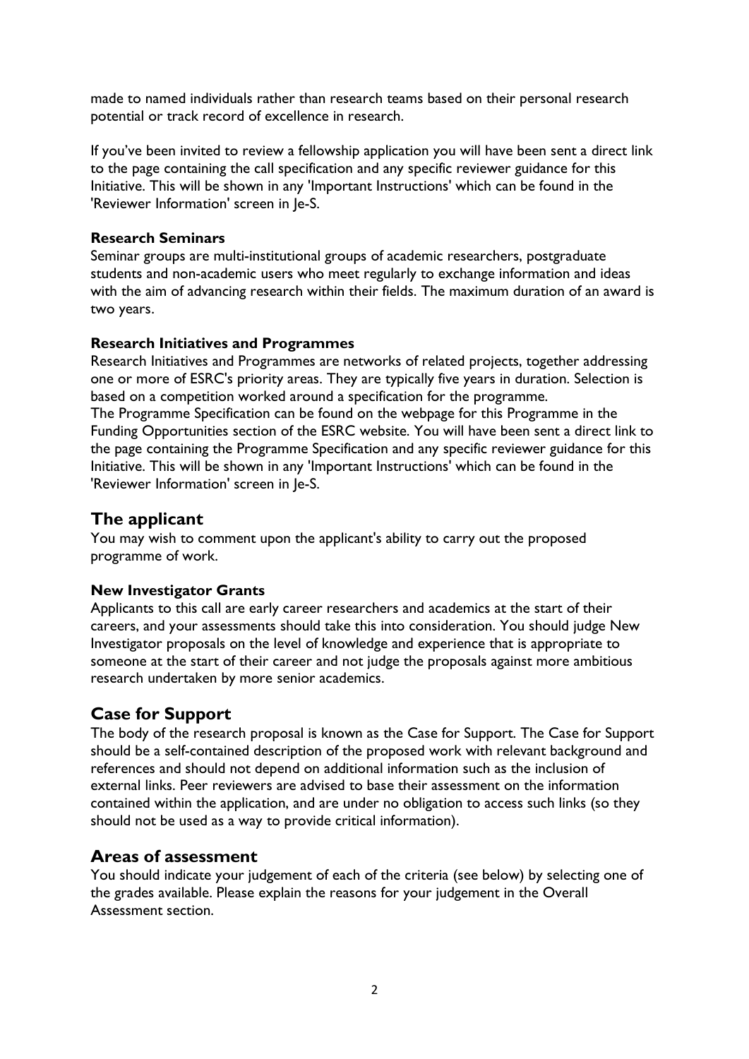made to named individuals rather than research teams based on their personal research potential or track record of excellence in research.

If you've been invited to review a fellowship application you will have been sent a direct link to the page containing the call specification and any specific reviewer guidance for this Initiative. This will be shown in any 'Important Instructions' which can be found in the 'Reviewer Information' screen in Je-S.

**Research Seminars**

Seminar groups are multi-institutional groups of academic researchers, postgraduate students and non-academic users who meet regularly to exchange information and ideas with the aim of advancing research within their fields. The maximum duration of an award is two years.

**Research Initiatives and Programmes**

Research Initiatives and Programmes are networks of related projects, together addressing one or more of ESRC's priority areas. They are typically five years in duration. Selection is based on a competition worked around a specification for the programme.
The Programme Specification can be found on the webpage for this Programme in the Funding Opportunities section of the ESRC website. You will have been sent a direct link to the page containing the Programme Specification and any specific reviewer guidance for this Initiative. This will be shown in any 'Important Instructions' which can be found in the 'Reviewer Information' screen in Je-S.

## The applicant

You may wish to comment upon the applicant's ability to carry out the proposed programme of work.

**New Investigator Grants**

Applicants to this call are early career researchers and academics at the start of their careers, and your assessments should take this into consideration. You should judge New Investigator proposals on the level of knowledge and experience that is appropriate to someone at the start of their career and not judge the proposals against more ambitious research undertaken by more senior academics.

## Case for Support

The body of the research proposal is known as the Case for Support. The Case for Support should be a self-contained description of the proposed work with relevant background and references and should not depend on additional information such as the inclusion of external links. Peer reviewers are advised to base their assessment on the information contained within the application, and are under no obligation to access such links (so they should not be used as a way to provide critical information).

## Areas of assessment

You should indicate your judgement of each of the criteria (see below) by selecting one of the grades available. Please explain the reasons for your judgement in the Overall Assessment section.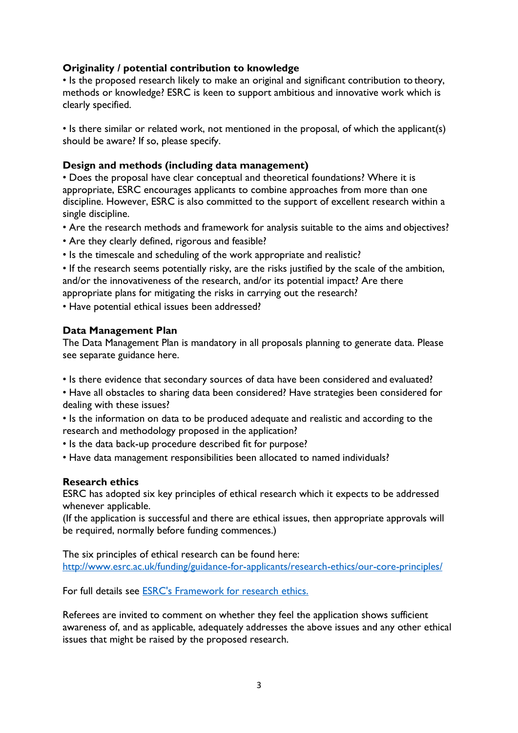**Originality / potential contribution to knowledge**

- Is the proposed research likely to make an original and significant contribution to theory, methods or knowledge? ESRC is keen to support ambitious and innovative work which is clearly specified.

- Is there similar or related work, not mentioned in the proposal, of which the applicant(s) should be aware? If so, please specify.

**Design and methods (including data management)**

- Does the proposal have clear conceptual and theoretical foundations? Where it is appropriate, ESRC encourages applicants to combine approaches from more than one discipline. However, ESRC is also committed to the support of excellent research within a single discipline.
- Are the research methods and framework for analysis suitable to the aims and objectives?
- Are they clearly defined, rigorous and feasible?
- Is the timescale and scheduling of the work appropriate and realistic?
- If the research seems potentially risky, are the risks justified by the scale of the ambition, and/or the innovativeness of the research, and/or its potential impact? Are there appropriate plans for mitigating the risks in carrying out the research?
- Have potential ethical issues been addressed?

**Data Management Plan**

The Data Management Plan is mandatory in all proposals planning to generate data. Please see separate guidance here.

- Is there evidence that secondary sources of data have been considered and evaluated?
- Have all obstacles to sharing data been considered? Have strategies been considered for dealing with these issues?
- Is the information on data to be produced adequate and realistic and according to the research and methodology proposed in the application?
- Is the data back-up procedure described fit for purpose?
- Have data management responsibilities been allocated to named individuals?

**Research ethics**

ESRC has adopted six key principles of ethical research which it expects to be addressed whenever applicable.

(If the application is successful and there are ethical issues, then appropriate approvals will be required, normally before funding commences.)

The six principles of ethical research can be found here:
[http://www.esrc.ac.uk/funding/guidance-for-applicants/research-ethics/our-core-principles/](http://www.esrc.ac.uk/funding/guidance-for-applicants/research-ethics/our-core-principles/)

For full details see ESRC's Framework for research ethics.

Referees are invited to comment on whether they feel the application shows sufficient awareness of, and as applicable, adequately addresses the above issues and any other ethical issues that might be raised by the proposed research.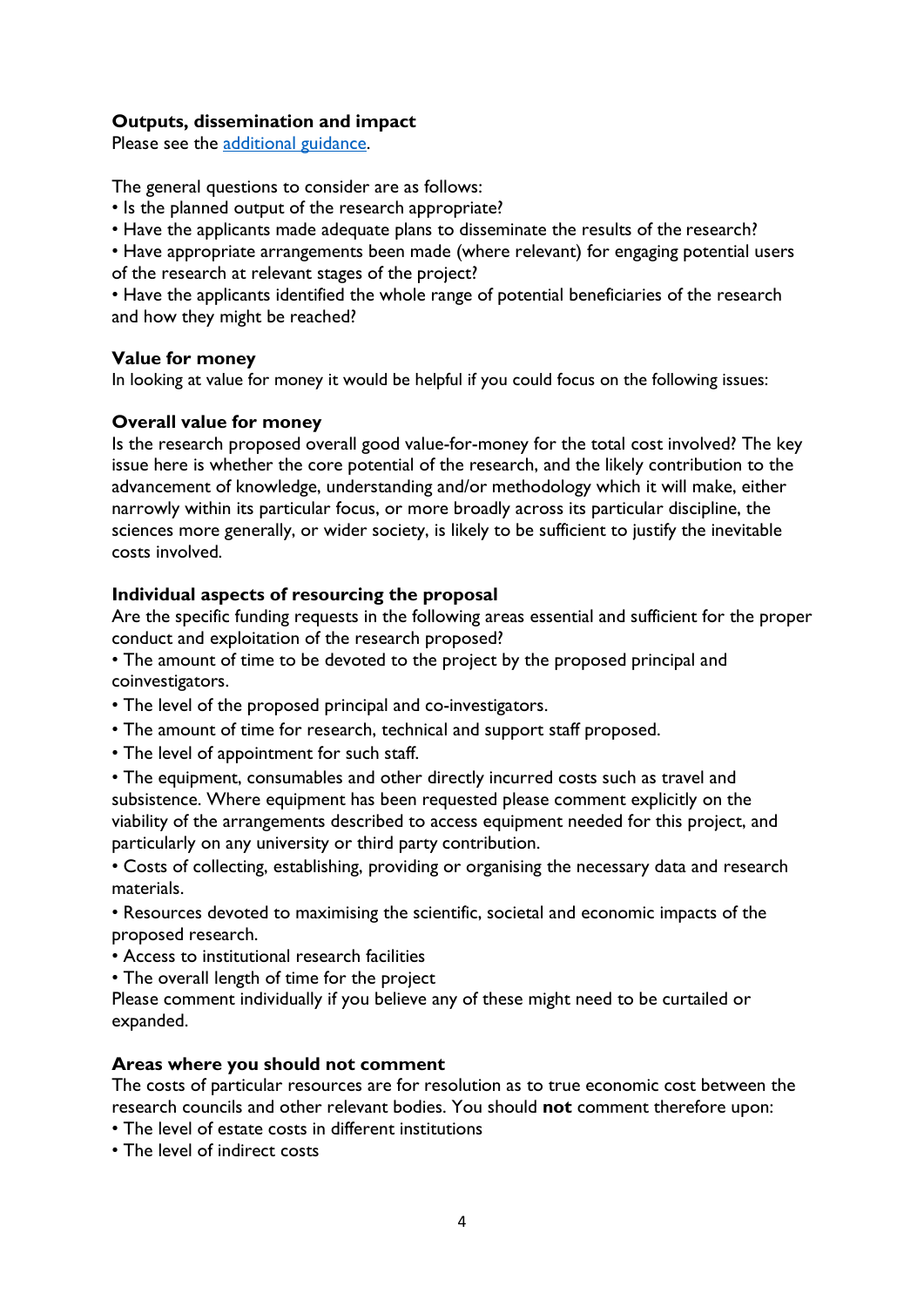**Outputs, dissemination and impact**

Please see the [additional guidance](additional guidance).

The general questions to consider are as follows:

- Is the planned output of the research appropriate?
- Have the applicants made adequate plans to disseminate the results of the research?
- Have appropriate arrangements been made (where relevant) for engaging potential users of the research at relevant stages of the project?
- Have the applicants identified the whole range of potential beneficiaries of the research and how they might be reached?

**Value for money**

In looking at value for money it would be helpful if you could focus on the following issues:

**Overall value for money**

Is the research proposed overall good value-for-money for the total cost involved? The key issue here is whether the core potential of the research, and the likely contribution to the advancement of knowledge, understanding and/or methodology which it will make, either narrowly within its particular focus, or more broadly across its particular discipline, the sciences more generally, or wider society, is likely to be sufficient to justify the inevitable costs involved.

**Individual aspects of resourcing the proposal**

Are the specific funding requests in the following areas essential and sufficient for the proper conduct and exploitation of the research proposed?

- The amount of time to be devoted to the project by the proposed principal and coinvestigators.
- The level of the proposed principal and co-investigators.
- The amount of time for research, technical and support staff proposed.
- The level of appointment for such staff.
- The equipment, consumables and other directly incurred costs such as travel and subsistence. Where equipment has been requested please comment explicitly on the viability of the arrangements described to access equipment needed for this project, and particularly on any university or third party contribution.
- Costs of collecting, establishing, providing or organising the necessary data and research materials.
- Resources devoted to maximising the scientific, societal and economic impacts of the proposed research.
- Access to institutional research facilities
- The overall length of time for the project

Please comment individually if you believe any of these might need to be curtailed or expanded.

**Areas where you should not comment**

The costs of particular resources are for resolution as to true economic cost between the research councils and other relevant bodies. You should **not** comment therefore upon:

- The level of estate costs in different institutions
- The level of indirect costs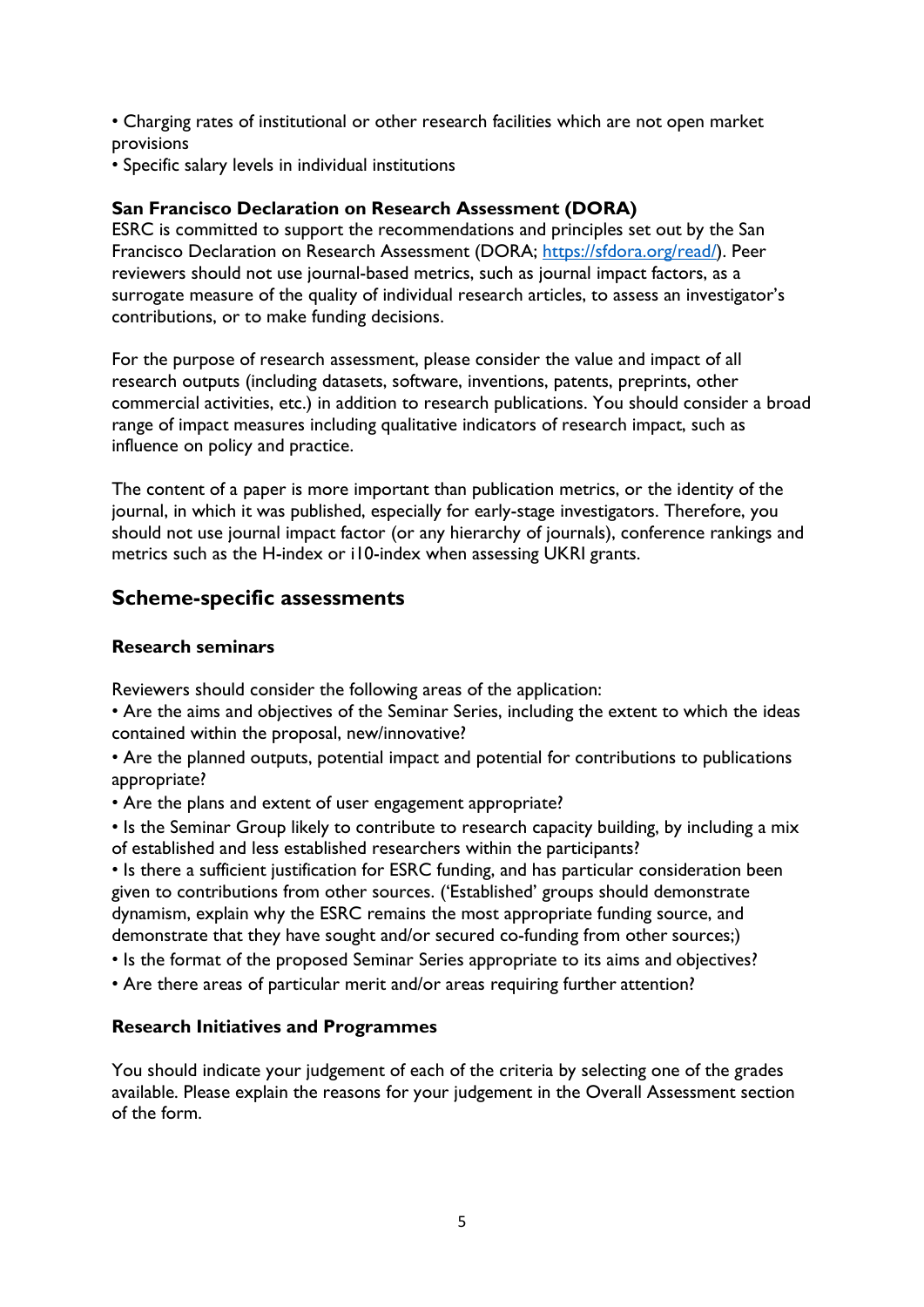- Charging rates of institutional or other research facilities which are not open market provisions
- Specific salary levels in individual institutions

**San Francisco Declaration on Research Assessment (DORA)**

ESRC is committed to support the recommendations and principles set out by the San Francisco Declaration on Research Assessment (DORA; [https://sfdora.org/read/](https://sfdora.org/read/)). Peer reviewers should not use journal-based metrics, such as journal impact factors, as a surrogate measure of the quality of individual research articles, to assess an investigator's contributions, or to make funding decisions.

For the purpose of research assessment, please consider the value and impact of all research outputs (including datasets, software, inventions, patents, preprints, other commercial activities, etc.) in addition to research publications. You should consider a broad range of impact measures including qualitative indicators of research impact, such as influence on policy and practice.

The content of a paper is more important than publication metrics, or the identity of the journal, in which it was published, especially for early-stage investigators. Therefore, you should not use journal impact factor (or any hierarchy of journals), conference rankings and metrics such as the H-index or i10-index when assessing UKRI grants.

## Scheme-specific assessments

**Research seminars**

Reviewers should consider the following areas of the application:

- Are the aims and objectives of the Seminar Series, including the extent to which the ideas contained within the proposal, new/innovative?
- Are the planned outputs, potential impact and potential for contributions to publications appropriate?
- Are the plans and extent of user engagement appropriate?
- Is the Seminar Group likely to contribute to research capacity building, by including a mix of established and less established researchers within the participants?
- Is there a sufficient justification for ESRC funding, and has particular consideration been given to contributions from other sources. ('Established' groups should demonstrate dynamism, explain why the ESRC remains the most appropriate funding source, and demonstrate that they have sought and/or secured co-funding from other sources;)
- Is the format of the proposed Seminar Series appropriate to its aims and objectives?
- Are there areas of particular merit and/or areas requiring further attention?

**Research Initiatives and Programmes**

You should indicate your judgement of each of the criteria by selecting one of the grades available. Please explain the reasons for your judgement in the Overall Assessment section of the form.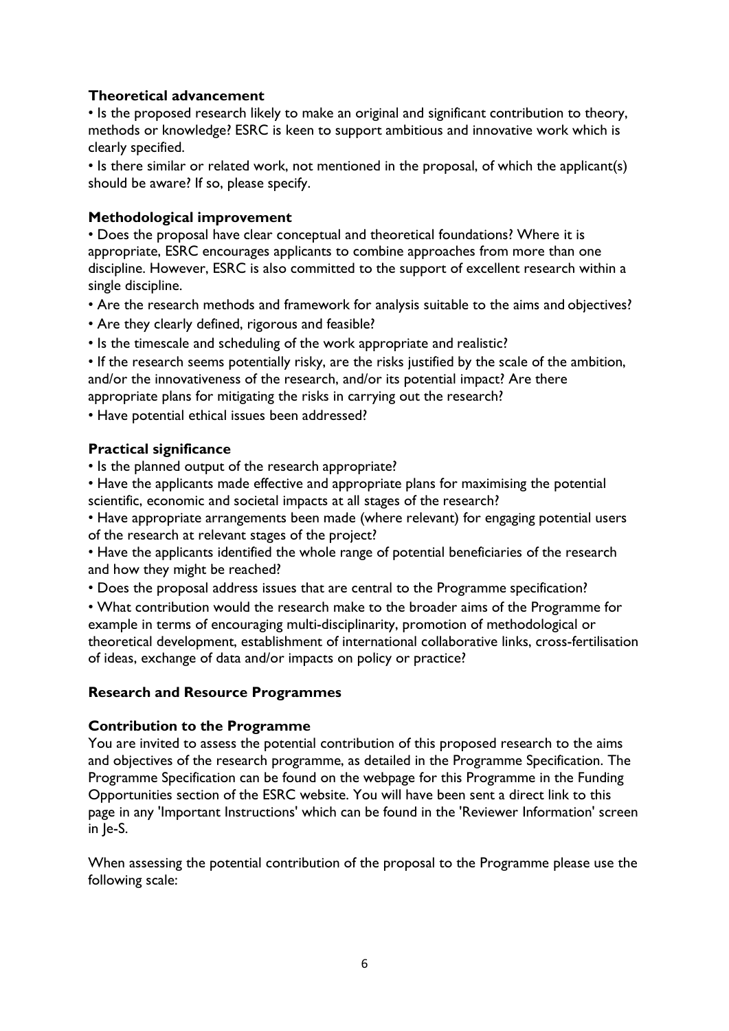**Theoretical advancement**

- Is the proposed research likely to make an original and significant contribution to theory, methods or knowledge? ESRC is keen to support ambitious and innovative work which is clearly specified.
- Is there similar or related work, not mentioned in the proposal, of which the applicant(s) should be aware? If so, please specify.

**Methodological improvement**

- Does the proposal have clear conceptual and theoretical foundations? Where it is appropriate, ESRC encourages applicants to combine approaches from more than one discipline. However, ESRC is also committed to the support of excellent research within a single discipline.
- Are the research methods and framework for analysis suitable to the aims and objectives?
- Are they clearly defined, rigorous and feasible?
- Is the timescale and scheduling of the work appropriate and realistic?
- If the research seems potentially risky, are the risks justified by the scale of the ambition, and/or the innovativeness of the research, and/or its potential impact? Are there appropriate plans for mitigating the risks in carrying out the research?
- Have potential ethical issues been addressed?

**Practical significance**

- Is the planned output of the research appropriate?
- Have the applicants made effective and appropriate plans for maximising the potential scientific, economic and societal impacts at all stages of the research?
- Have appropriate arrangements been made (where relevant) for engaging potential users of the research at relevant stages of the project?
- Have the applicants identified the whole range of potential beneficiaries of the research and how they might be reached?
- Does the proposal address issues that are central to the Programme specification?
- What contribution would the research make to the broader aims of the Programme for example in terms of encouraging multi-disciplinarity, promotion of methodological or theoretical development, establishment of international collaborative links, cross-fertilisation of ideas, exchange of data and/or impacts on policy or practice?

**Research and Resource Programmes**

**Contribution to the Programme**

You are invited to assess the potential contribution of this proposed research to the aims and objectives of the research programme, as detailed in the Programme Specification. The Programme Specification can be found on the webpage for this Programme in the Funding Opportunities section of the ESRC website. You will have been sent a direct link to this page in any 'Important Instructions' which can be found in the 'Reviewer Information' screen in Je-S.

When assessing the potential contribution of the proposal to the Programme please use the following scale: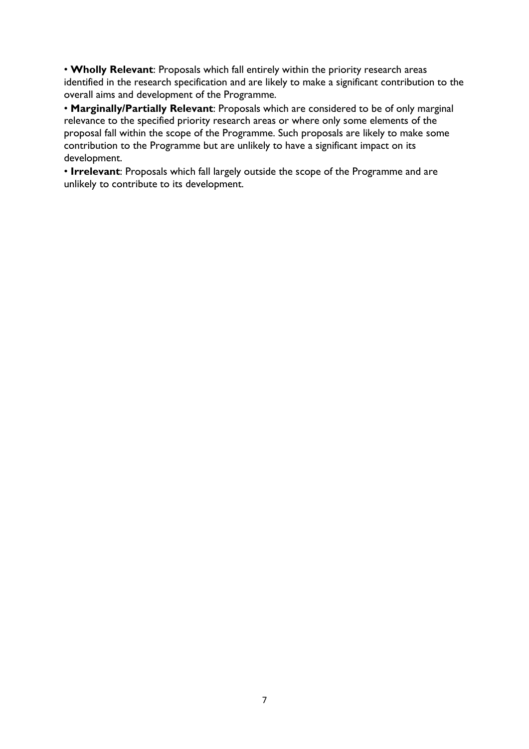- **Wholly Relevant**: Proposals which fall entirely within the priority research areas identified in the research specification and are likely to make a significant contribution to the overall aims and development of the Programme.
- **Marginally/Partially Relevant**: Proposals which are considered to be of only marginal relevance to the specified priority research areas or where only some elements of the proposal fall within the scope of the Programme. Such proposals are likely to make some contribution to the Programme but are unlikely to have a significant impact on its development.
- **Irrelevant**: Proposals which fall largely outside the scope of the Programme and are unlikely to contribute to its development.